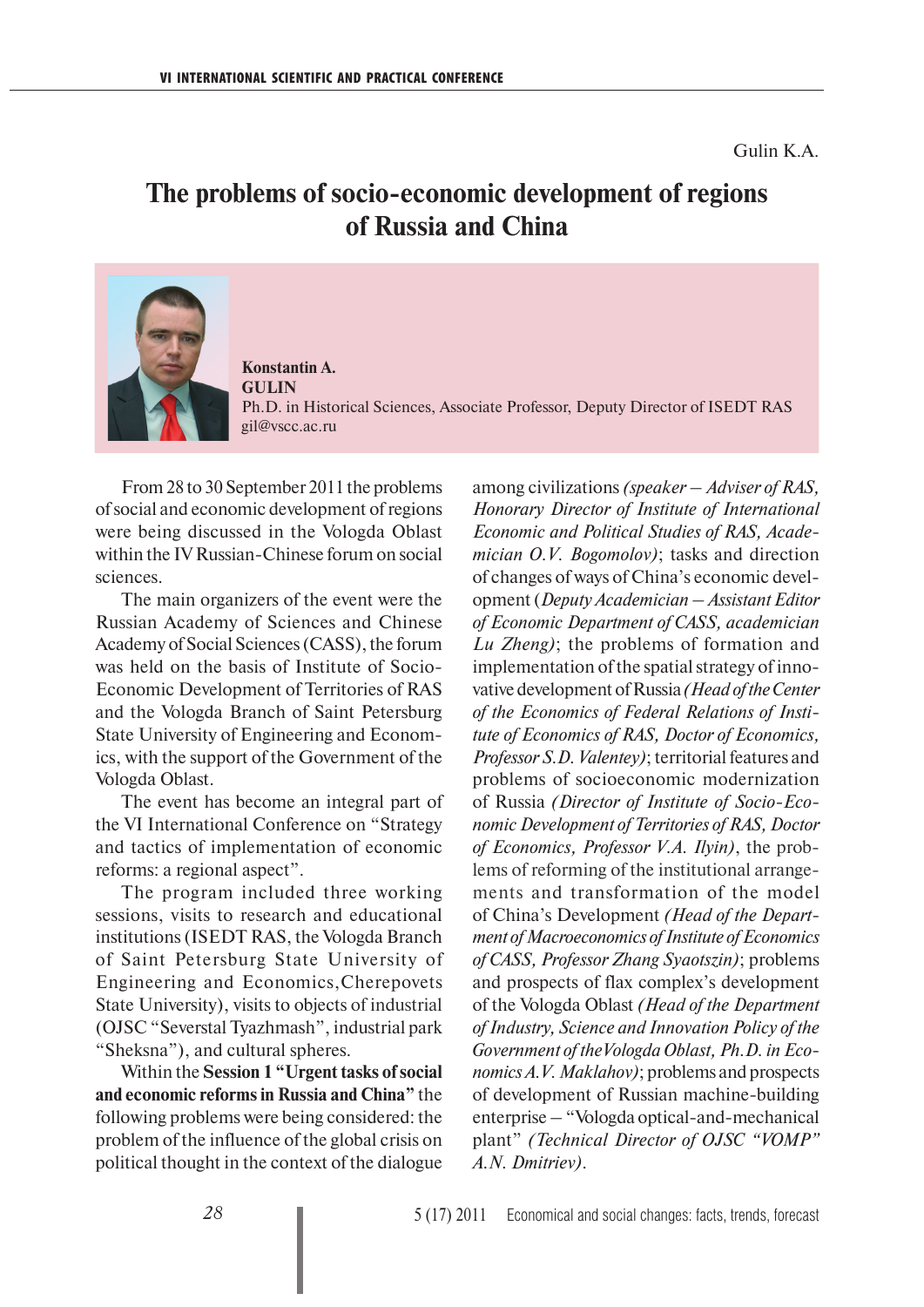Gulin K.A.

# The problems of socio-economic development of regions of Russia and China

**Konstantin A. GULIN**
Ph.D. in Historical Sciences, Associate Professor, Deputy Director of ISEDT RAS
gil@vscc.ac.ru

From 28 to 30 September 2011 the problems of social and economic development of regions were being discussed in the Vologda Oblast within the IV Russian-Chinese forum on social sciences.

The main organizers of the event were the Russian Academy of Sciences and Chinese Academy of Social Sciences (CASS), the forum was held on the basis of Institute of Socio-Economic Development of Territories of RAS and the Vologda Branch of Saint Petersburg State University of Engineering and Economics, with the support of the Government of the Vologda Oblast.

The event has become an integral part of the VI International Conference on "Strategy and tactics of implementation of economic reforms: a regional aspect".

The program included three working sessions, visits to research and educational institutions (ISEDT RAS, the Vologda Branch of Saint Petersburg State University of Engineering and Economics,Cherepovets State University), visits to objects of industrial (OJSC "Severstal Tyazhmash", industrial park "Sheksna"), and cultural spheres.

Within the **Session 1 "Urgent tasks of social and economic reforms in Russia and China"** the following problems were being considered: the problem of the influence of the global crisis on political thought in the context of the dialogue among civilizations *(speaker – Adviser of RAS, Honorary Director of Institute of International Economic and Political Studies of RAS, Academician O.V. Bogomolov)*; tasks and direction of changes of ways of China's economic development (*Deputy Academician – Assistant Editor of Economic Department of CASS, academician Lu Zheng)*; the problems of formation and implementation of the spatial strategy of innovative development of Russia *(Head of the Center of the Economics of Federal Relations of Institute of Economics of RAS, Doctor of Economics, Professor S.D. Valentey)*; territorial features and problems of socioeconomic modernization of Russia *(Director of Institute of Socio-Economic Development of Territories of RAS, Doctor of Economics, Professor V.A. Ilyin)*, the problems of reforming of the institutional arrangements and transformation of the model of China's Development *(Head of the Department of Macroeconomics of Institute of Economics of CASS, Professor Zhang Syaotszin)*; problems and prospects of flax complex's development of the Vologda Oblast *(Head of the Department of Industry, Science and Innovation Policy of the Government of the Vologda Oblast, Ph.D. in Economics A.V. Maklahov)*; problems and prospects of development of Russian machine-building enterprise – "Vologda optical-and-mechanical plant" *(Technical Director of OJSC "VOMP" A.N. Dmitriev)*.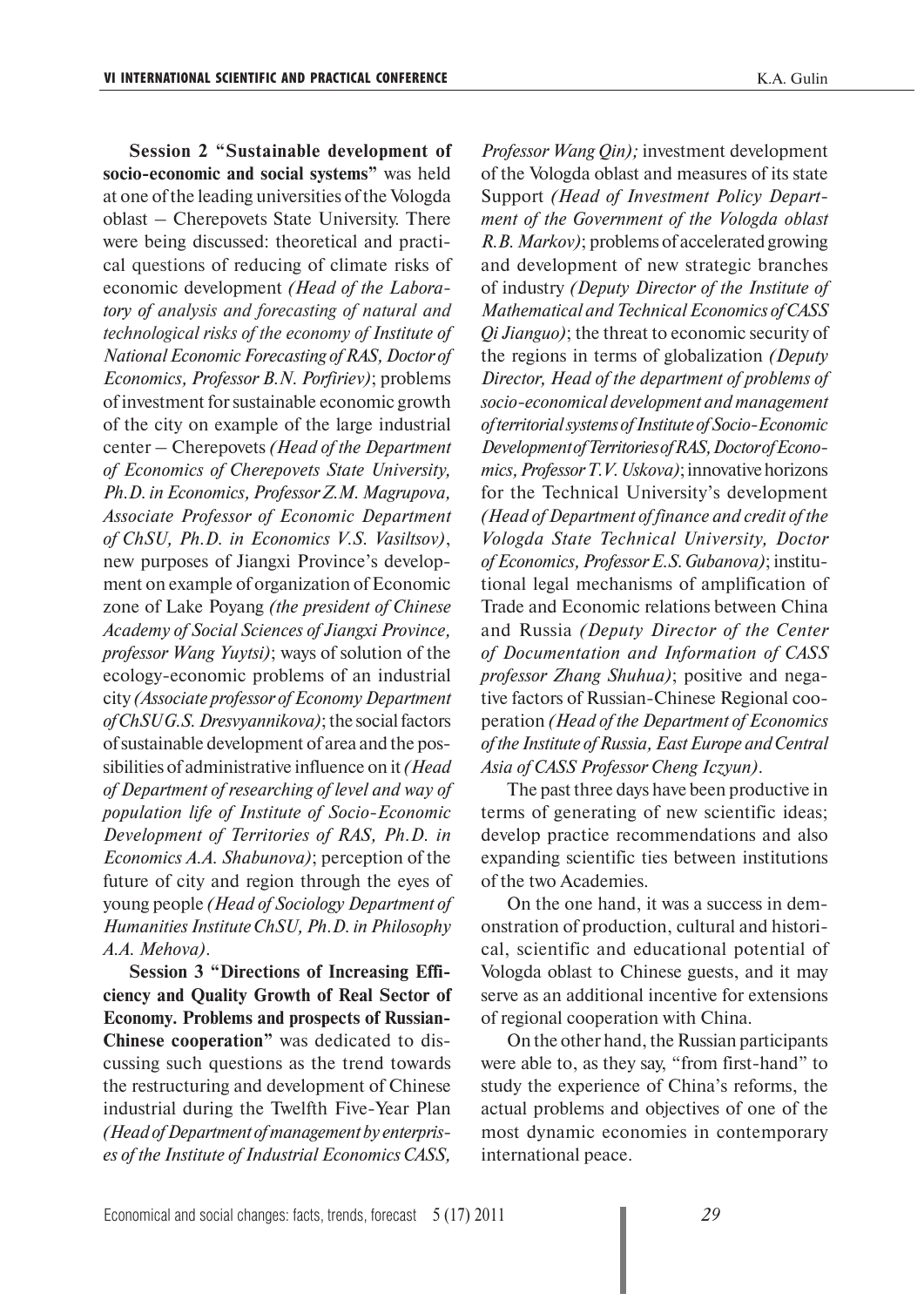**Session 2 "Sustainable development of socio-economic and social systems"** was held at one of the leading universities of the Vologda oblast – Cherepovets State University. There were being discussed: theoretical and practical questions of reducing of climate risks of economic development *(Head of the Laboratory of analysis and forecasting of natural and technological risks of the economy of Institute of National Economic Forecasting of RAS, Doctor of Economics, Professor B.N. Porfiriev)*; problems of investment for sustainable economic growth of the city on example of the large industrial center – Cherepovets *(Head of the Department of Economics of Cherepovets State University, Ph.D. in Economics, Professor Z.M. Magrupova, Associate Professor of Economic Department of ChSU, Ph.D. in Economics V.S. Vasiltsov)*, new purposes of Jiangxi Province's development on example of organization of Economic zone of Lake Poyang *(the president of Chinese Academy of Social Sciences of Jiangxi Province, professor Wang Yuytsi)*; ways of solution of the ecology-economic problems of an industrial city *(Associate professor of Economy Department of ChSU G.S. Dresvyannikova)*; the social factors of sustainable development of area and the possibilities of administrative influence on it *(Head of Department of researching of level and way of population life of Institute of Socio-Economic Development of Territories of RAS, Ph.D. in Economics A.A. Shabunova)*; perception of the future of city and region through the eyes of young people *(Head of Sociology Department of Humanities Institute ChSU, Ph.D. in Philosophy A.A. Mehova)*.

**Session 3 "Directions of Increasing Efficiency and Quality Growth of Real Sector of Economy. Problems and prospects of Russian-Chinese cooperation"** was dedicated to discussing such questions as the trend towards the restructuring and development of Chinese industrial during the Twelfth Five-Year Plan *(Head of Department of management by enterprises of the Institute of Industrial Economics CASS, Professor Wang Qin);* investment development of the Vologda oblast and measures of its state Support *(Head of Investment Policy Department of the Government of the Vologda oblast R.B. Markov)*; problems of accelerated growing and development of new strategic branches of industry *(Deputy Director of the Institute of Mathematical and Technical Economics of CASS Qi Jianguo)*; the threat to economic security of the regions in terms of globalization *(Deputy Director, Head of the department of problems of socio-economical development and management of territorial systems of Institute of Socio-Economic Development of Territories of RAS, Doctor of Economics, Professor T.V. Uskova)*; innovative horizons for the Technical University's development *(Head of Department of finance and credit of the Vologda State Technical University, Doctor of Economics, Professor E.S. Gubanova)*; institutional legal mechanisms of amplification of Trade and Economic relations between China and Russia *(Deputy Director of the Center of Documentation and Information of CASS professor Zhang Shuhua)*; positive and negative factors of Russian-Chinese Regional cooperation *(Head of the Department of Economics of the Institute of Russia, East Europe and Central Asia of CASS Professor Cheng Iczyun)*.

The past three days have been productive in terms of generating of new scientific ideas; develop practice recommendations and also expanding scientific ties between institutions of the two Academies.

On the one hand, it was a success in demonstration of production, cultural and historical, scientific and educational potential of Vologda oblast to Chinese guests, and it may serve as an additional incentive for extensions of regional cooperation with China.

On the other hand, the Russian participants were able to, as they say, "from first-hand" to study the experience of China's reforms, the actual problems and objectives of one of the most dynamic economies in contemporary international peace.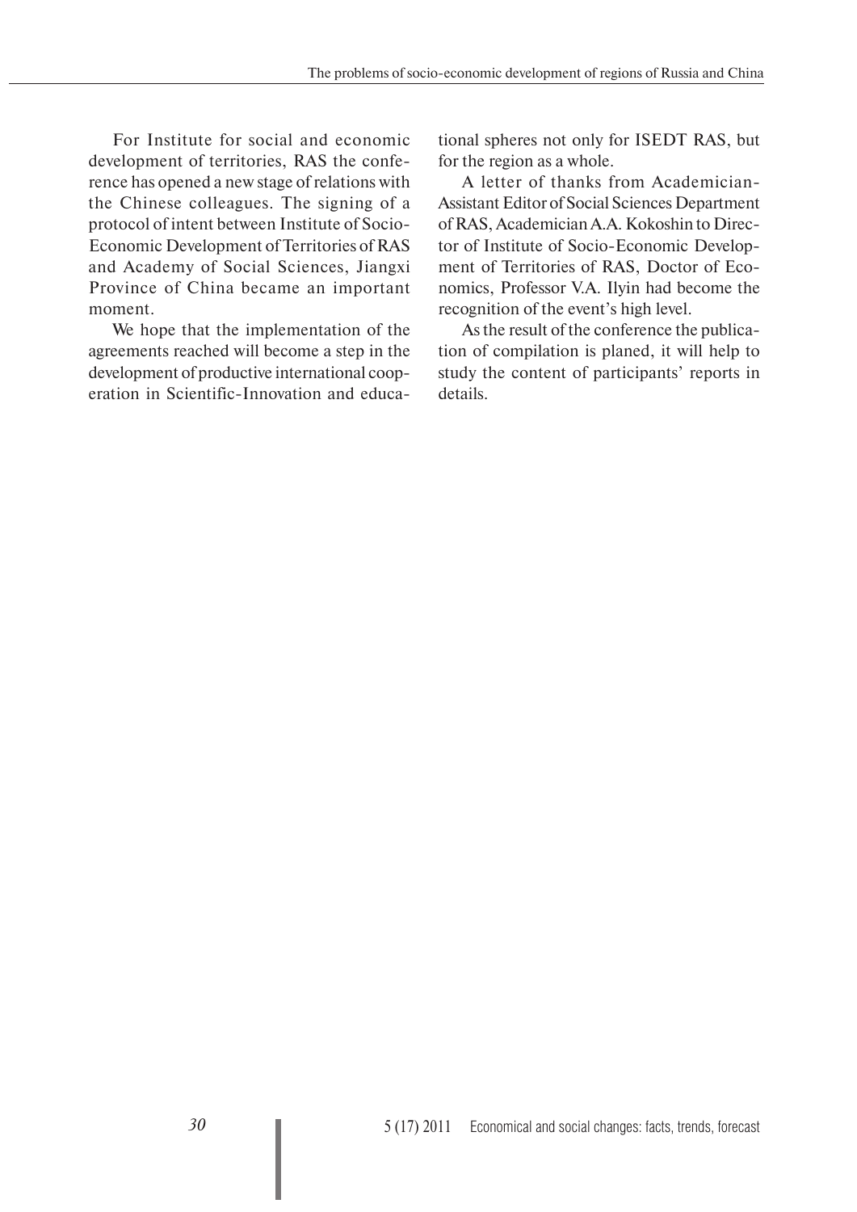For Institute for social and economic development of territories, RAS the conference has opened a new stage of relations with the Chinese colleagues. The signing of a protocol of intent between Institute of Socio-Economic Development of Territories of RAS and Academy of Social Sciences, Jiangxi Province of China became an important moment.

We hope that the implementation of the agreements reached will become a step in the development of productive international cooperation in Scientific-Innovation and educational spheres not only for ISEDT RAS, but for the region as a whole.

A letter of thanks from Academician-Assistant Editor of Social Sciences Department of RAS, Academician A.A. Kokoshin to Director of Institute of Socio-Economic Development of Territories of RAS, Doctor of Economics, Professor V.A. Ilyin had become the recognition of the event's high level.

As the result of the conference the publication of compilation is planed, it will help to study the content of participants' reports in details.